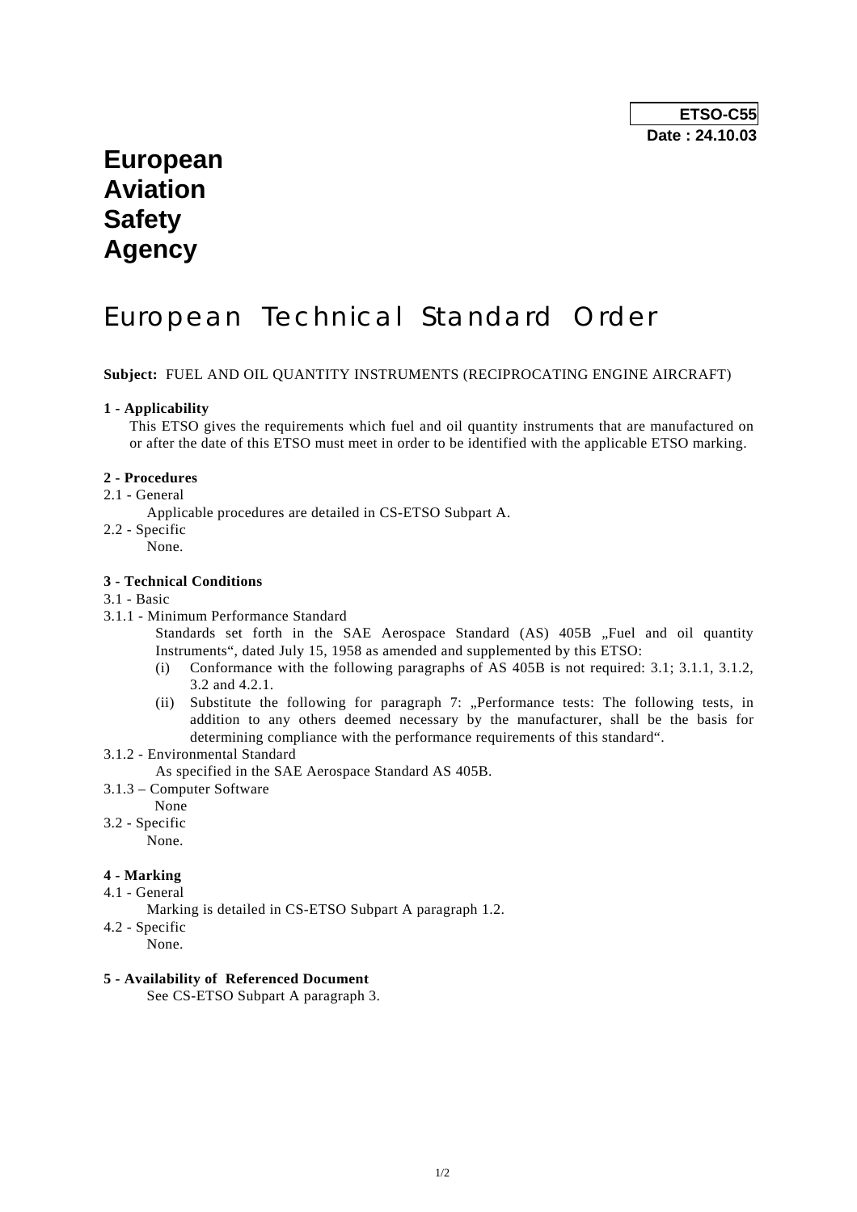**ETSO-C55**
**Date : 24.10.03**

# European Aviation Safety Agency

# European Technical Standard Order

**Subject:** FUEL AND OIL QUANTITY INSTRUMENTS (RECIPROCATING ENGINE AIRCRAFT)

**1 - Applicability**

This ETSO gives the requirements which fuel and oil quantity instruments that are manufactured on or after the date of this ETSO must meet in order to be identified with the applicable ETSO marking.

**2 - Procedures**

2.1 - General

Applicable procedures are detailed in CS-ETSO Subpart A.

2.2 - Specific

None.

**3 - Technical Conditions**

3.1 - Basic

3.1.1 - Minimum Performance Standard

Standards set forth in the SAE Aerospace Standard (AS) 405B „Fuel and oil quantity Instruments", dated July 15, 1958 as amended and supplemented by this ETSO:

- (i) Conformance with the following paragraphs of AS 405B is not required: 3.1; 3.1.1, 3.1.2, 3.2 and 4.2.1.
- (ii) Substitute the following for paragraph 7: „Performance tests: The following tests, in addition to any others deemed necessary by the manufacturer, shall be the basis for determining compliance with the performance requirements of this standard".

3.1.2 - Environmental Standard

As specified in the SAE Aerospace Standard AS 405B.

3.1.3 – Computer Software

None

3.2 - Specific

None.

**4 - Marking**

4.1 - General

Marking is detailed in CS-ETSO Subpart A paragraph 1.2.

4.2 - Specific

None.

**5 - Availability of Referenced Document**

See CS-ETSO Subpart A paragraph 3.